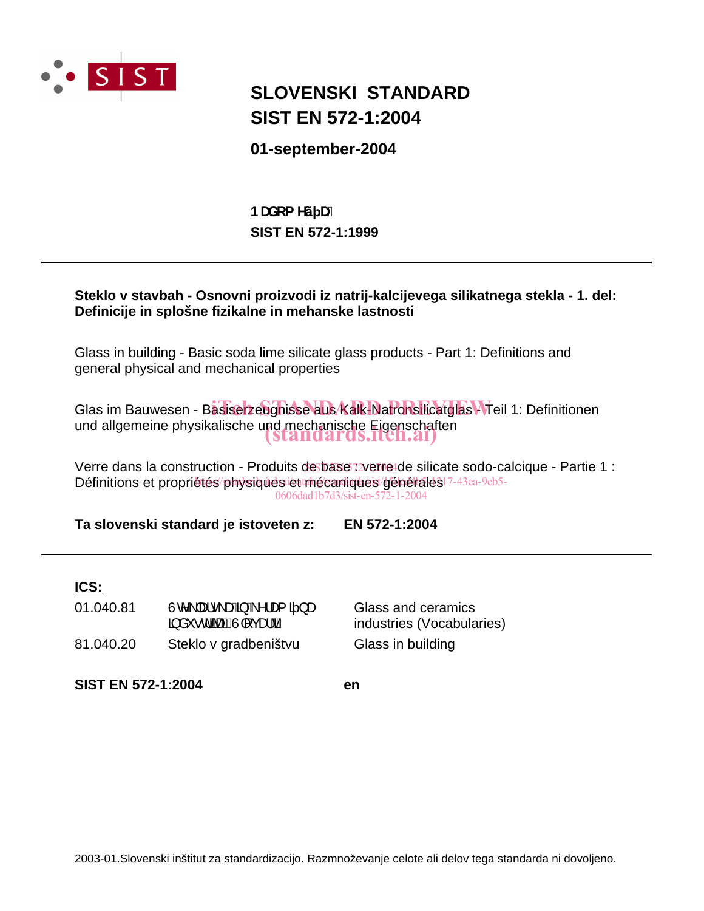# SLOVENSKI STANDARD
# SIST EN 572-1:2004

**01-september-2004**

**Nadomešča:**
**SIST EN 572-1:1999**

---

**Steklo v stavbah - Osnovni proizvodi iz natrij-kalcijevega silikatnega stekla - 1. del: Definicije in splošne fizikalne in mehanske lastnosti**

Glass in building - Basic soda lime silicate glass products - Part 1: Definitions and general physical and mechanical properties

Glas im Bauwesen - Basiserzeugnisse aus Kalk-Natronsilicatglas - Teil 1: Definitionen und allgemeine physikalische und mechanische Eigenschaften

Verre dans la construction - Produits de base : verre de silicate sodo-calcique - Partie 1 : Définitions et propriétés physiques et mécaniques générales

**Ta slovenski standard je istoveten z: EN 572-1:2004**

---

**ICS:**

| | | |
|---|---|---|
| 01.040.81 | Steklarska in keramična industrija (Slovarji) | Glass and ceramics industries (Vocabularies) |
| 81.040.20 | Steklo v gradbeništvu | Glass in building |

**SIST EN 572-1:2004** **en**

2003-01.Slovenski inštitut za standardizacijo. Razmnoževanje celote ali delov tega standarda ni dovoljeno.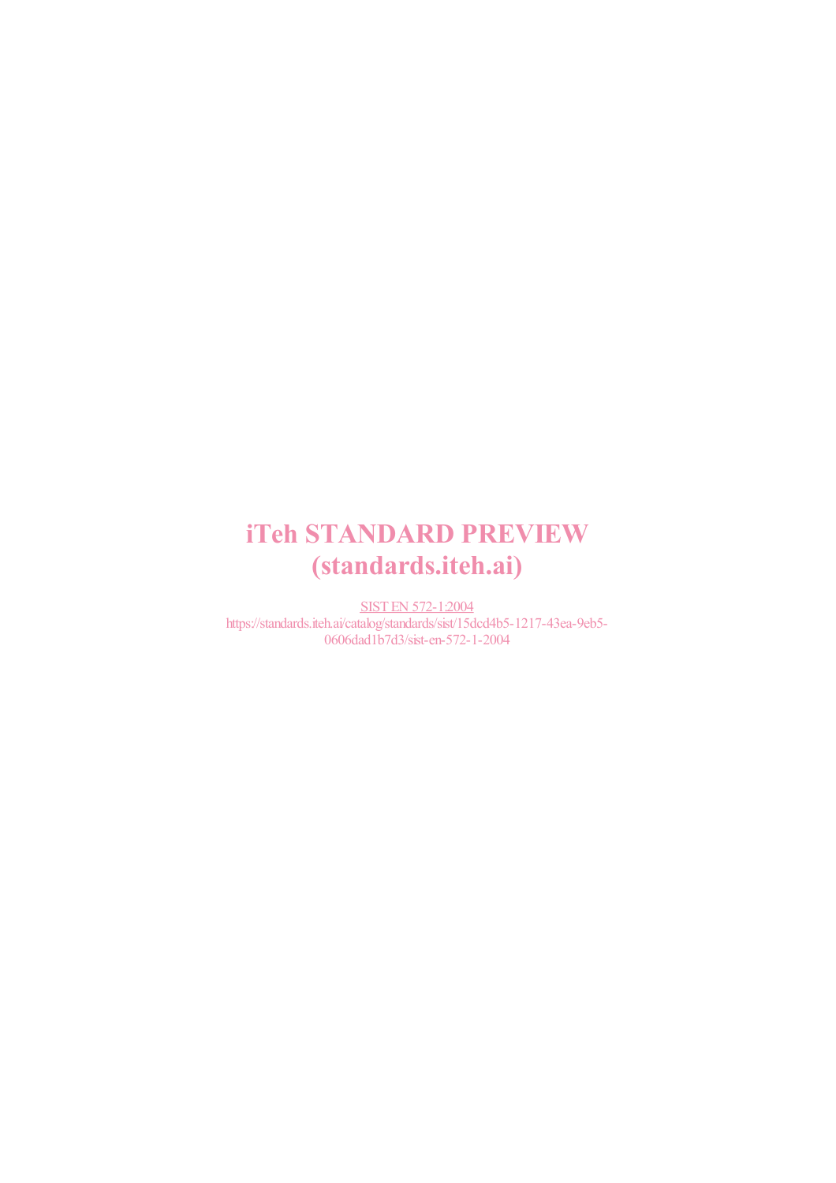iTeh STANDARD PREVIEW
(standards.iteh.ai)

SIST EN 572-1:2004
https://standards.iteh.ai/catalog/standards/sist/15dcd4b5-1217-43ea-9eb5-0606dad1b7d3/sist-en-572-1-2004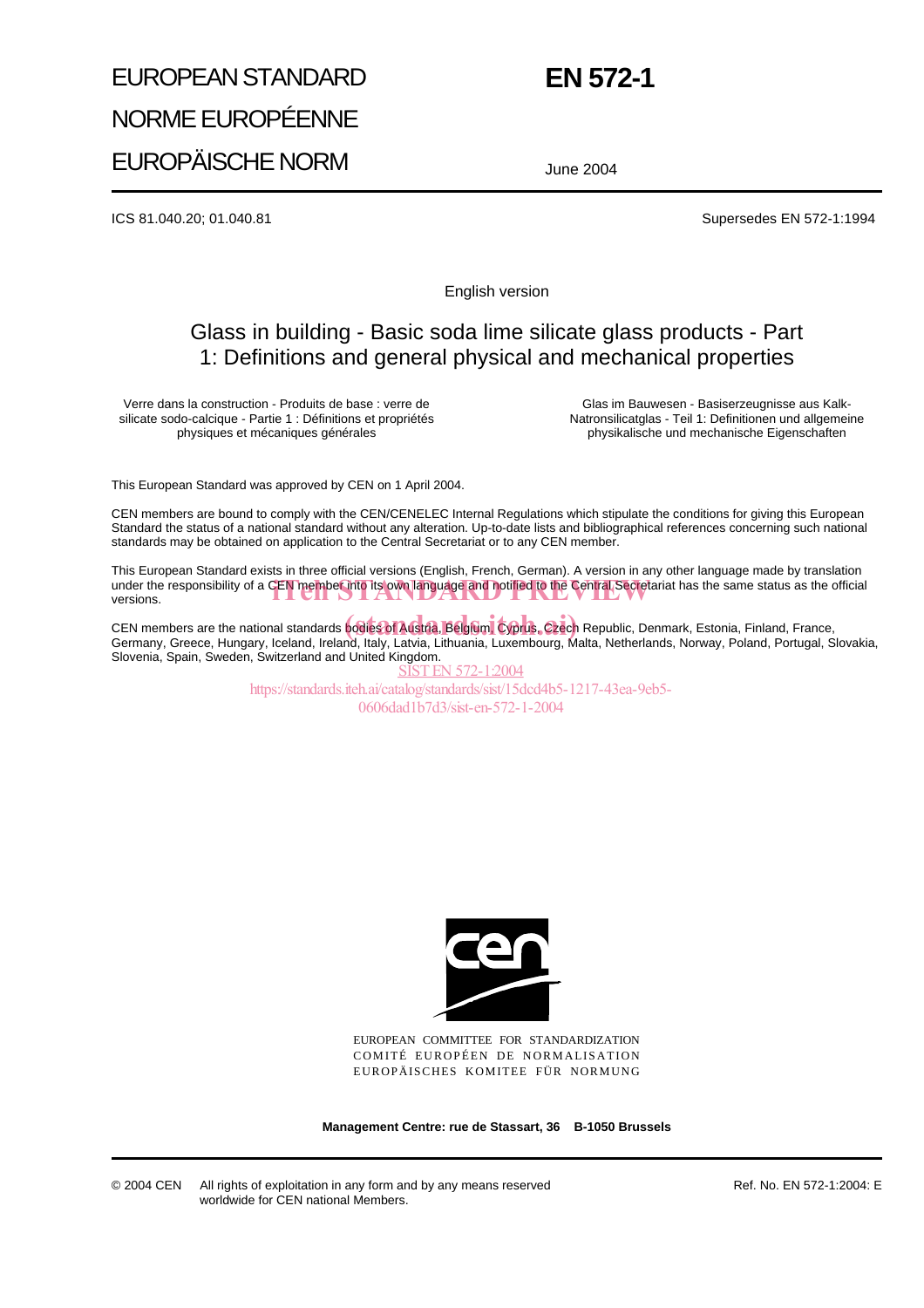EUROPEAN STANDARD

NORME EUROPÉENNE

EUROPÄISCHE NORM

# EN 572-1

June 2004

ICS 81.040.20; 01.040.81

Supersedes EN 572-1:1994

English version

## Glass in building - Basic soda lime silicate glass products - Part 1: Definitions and general physical and mechanical properties

Verre dans la construction - Produits de base : verre de silicate sodo-calcique - Partie 1 : Définitions et propriétés physiques et mécaniques générales

Glas im Bauwesen - Basiserzeugnisse aus Kalk-Natronsilicatglas - Teil 1: Definitionen und allgemeine physikalische und mechanische Eigenschaften

This European Standard was approved by CEN on 1 April 2004.

CEN members are bound to comply with the CEN/CENELEC Internal Regulations which stipulate the conditions for giving this European Standard the status of a national standard without any alteration. Up-to-date lists and bibliographical references concerning such national standards may be obtained on application to the Central Secretariat or to any CEN member.

This European Standard exists in three official versions (English, French, German). A version in any other language made by translation under the responsibility of a CEN member into its own language and notified to the Central Secretariat has the same status as the official versions.

CEN members are the national standards bodies of Austria, Belgium, Cyprus, Czech Republic, Denmark, Estonia, Finland, France, Germany, Greece, Hungary, Iceland, Ireland, Italy, Latvia, Lithuania, Luxembourg, Malta, Netherlands, Norway, Poland, Portugal, Slovakia, Slovenia, Spain, Sweden, Switzerland and United Kingdom.

iTeh STANDARD PREVIEW
(standards.iteh.ai)
SIST EN 572-1:2004
https://standards.iteh.ai/catalog/standards/sist/15dcd4b5-1217-43ea-9eb5-0606dad1b7d3/sist-en-572-1-2004

EUROPEAN COMMITTEE FOR STANDARDIZATION
COMITÉ EUROPÉEN DE NORMALISATION
EUROPÄISCHES KOMITEE FÜR NORMUNG

**Management Centre: rue de Stassart, 36 B-1050 Brussels**

© 2004 CEN All rights of exploitation in any form and by any means reserved worldwide for CEN national Members.

Ref. No. EN 572-1:2004: E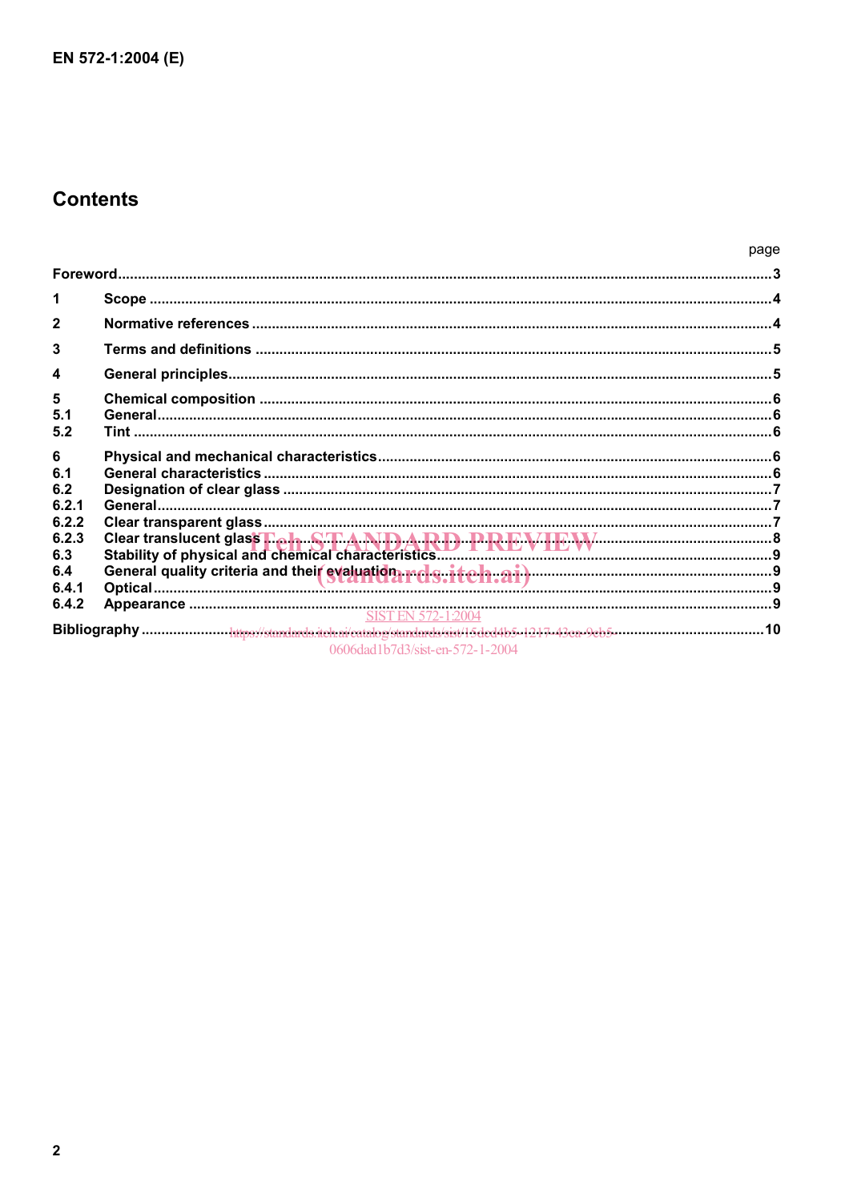## Contents

| | | page |
|---|---|---|
| **Foreword** | | **3** |
| **1** | **Scope** | **4** |
| **2** | **Normative references** | **4** |
| **3** | **Terms and definitions** | **5** |
| **4** | **General principles** | **5** |
| **5** | **Chemical composition** | **6** |
| **5.1** | **General** | **6** |
| **5.2** | **Tint** | **6** |
| **6** | **Physical and mechanical characteristics** | **6** |
| **6.1** | **General characteristics** | **6** |
| **6.2** | **Designation of clear glass** | **7** |
| **6.2.1** | **General** | **7** |
| **6.2.2** | **Clear transparent glass** | **7** |
| **6.2.3** | **Clear translucent glass** | **8** |
| **6.3** | **Stability of physical and chemical characteristics** | **9** |
| **6.4** | **General quality criteria and their evaluation** | **9** |
| **6.4.1** | **Optical** | **9** |
| **6.4.2** | **Appearance** | **9** |
| **Bibliography** | | **10** |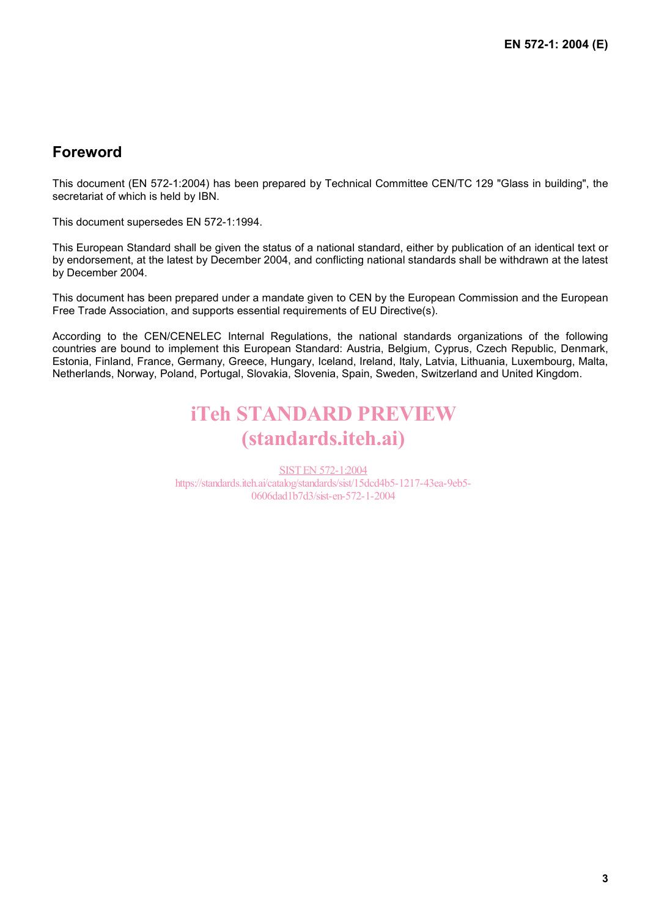## Foreword

This document (EN 572-1:2004) has been prepared by Technical Committee CEN/TC 129 "Glass in building", the secretariat of which is held by IBN.

This document supersedes EN 572-1:1994.

This European Standard shall be given the status of a national standard, either by publication of an identical text or by endorsement, at the latest by December 2004, and conflicting national standards shall be withdrawn at the latest by December 2004.

This document has been prepared under a mandate given to CEN by the European Commission and the European Free Trade Association, and supports essential requirements of EU Directive(s).

According to the CEN/CENELEC Internal Regulations, the national standards organizations of the following countries are bound to implement this European Standard: Austria, Belgium, Cyprus, Czech Republic, Denmark, Estonia, Finland, France, Germany, Greece, Hungary, Iceland, Ireland, Italy, Latvia, Lithuania, Luxembourg, Malta, Netherlands, Norway, Poland, Portugal, Slovakia, Slovenia, Spain, Sweden, Switzerland and United Kingdom.

iTeh STANDARD PREVIEW
(standards.iteh.ai)

SIST EN 572-1:2004
https://standards.iteh.ai/catalog/standards/sist/15dcd4b5-1217-43ea-9eb5-0606dad1b7d3/sist-en-572-1-2004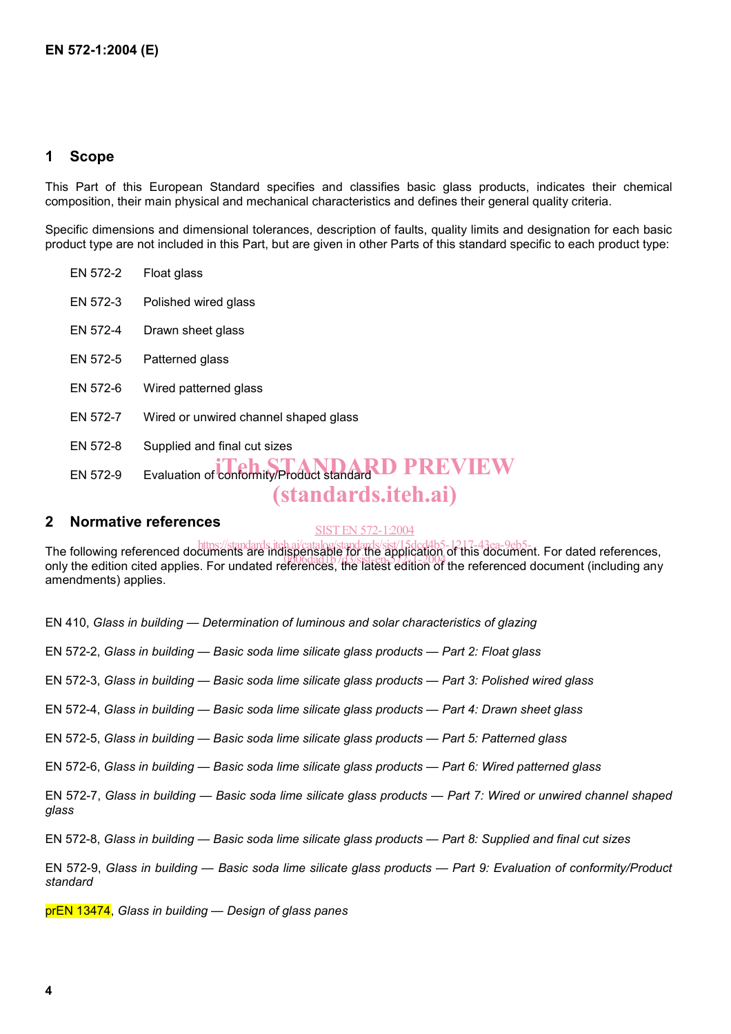## 1 Scope

This Part of this European Standard specifies and classifies basic glass products, indicates their chemical composition, their main physical and mechanical characteristics and defines their general quality criteria.

Specific dimensions and dimensional tolerances, description of faults, quality limits and designation for each basic product type are not included in this Part, but are given in other Parts of this standard specific to each product type:

EN 572-2 Float glass

EN 572-3 Polished wired glass

EN 572-4 Drawn sheet glass

EN 572-5 Patterned glass

EN 572-6 Wired patterned glass

EN 572-7 Wired or unwired channel shaped glass

EN 572-8 Supplied and final cut sizes

EN 572-9 Evaluation of conformity/Product standard

## 2 Normative references

The following referenced documents are indispensable for the application of this document. For dated references, only the edition cited applies. For undated references, the latest edition of the referenced document (including any amendments) applies.

EN 410, *Glass in building — Determination of luminous and solar characteristics of glazing*

EN 572-2, *Glass in building — Basic soda lime silicate glass products — Part 2: Float glass*

EN 572-3, *Glass in building — Basic soda lime silicate glass products — Part 3: Polished wired glass*

EN 572-4, *Glass in building — Basic soda lime silicate glass products — Part 4: Drawn sheet glass*

EN 572-5, *Glass in building — Basic soda lime silicate glass products — Part 5: Patterned glass*

EN 572-6, *Glass in building — Basic soda lime silicate glass products — Part 6: Wired patterned glass*

EN 572-7, *Glass in building — Basic soda lime silicate glass products — Part 7: Wired or unwired channel shaped glass*

EN 572-8, *Glass in building — Basic soda lime silicate glass products — Part 8: Supplied and final cut sizes*

EN 572-9, *Glass in building — Basic soda lime silicate glass products — Part 9: Evaluation of conformity/Product standard*

prEN 13474, *Glass in building — Design of glass panes*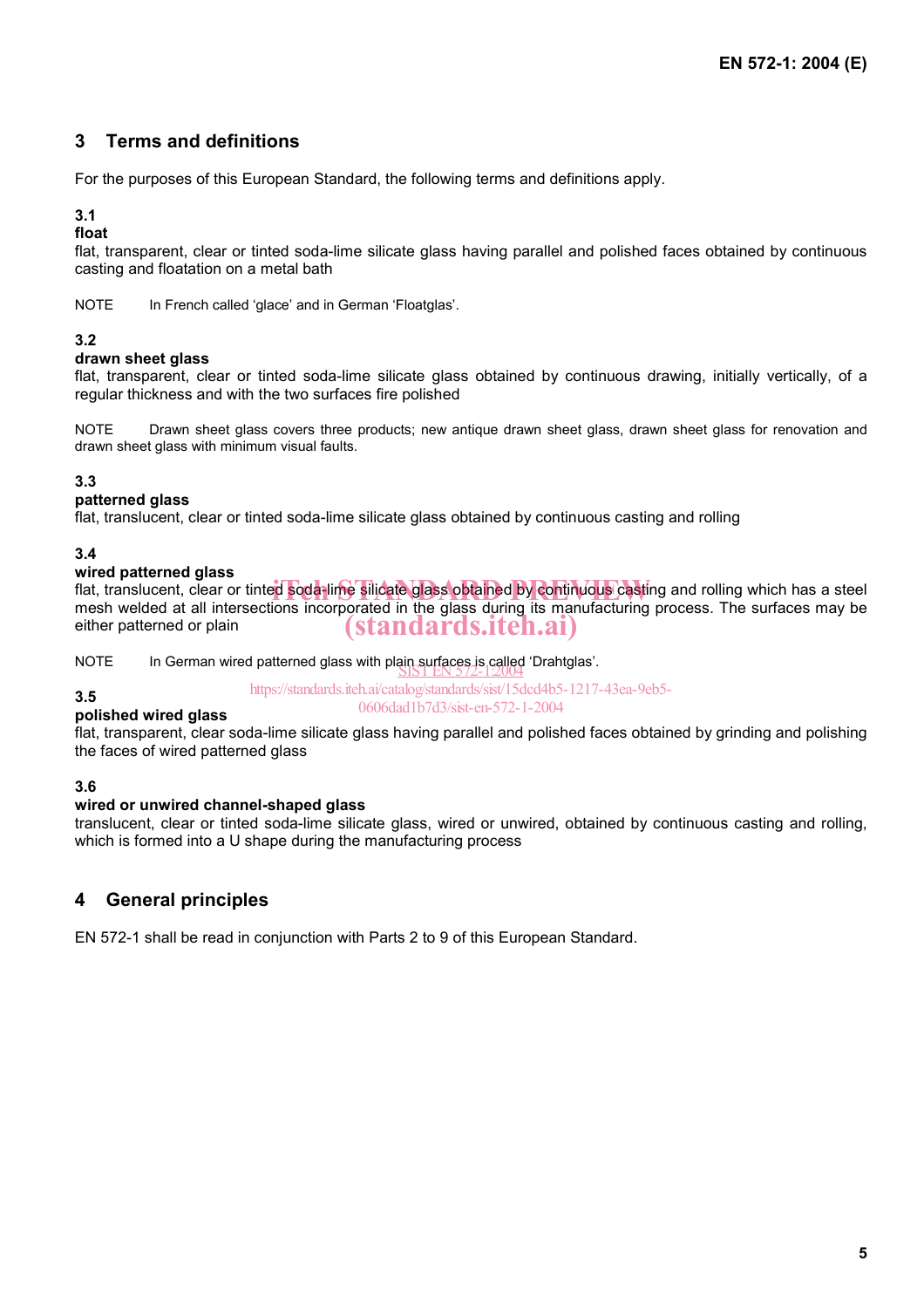## 3 Terms and definitions

For the purposes of this European Standard, the following terms and definitions apply.

**3.1**
**float**
flat, transparent, clear or tinted soda-lime silicate glass having parallel and polished faces obtained by continuous casting and floatation on a metal bath

NOTE In French called 'glace' and in German 'Floatglas'.

**3.2**
**drawn sheet glass**
flat, transparent, clear or tinted soda-lime silicate glass obtained by continuous drawing, initially vertically, of a regular thickness and with the two surfaces fire polished

NOTE Drawn sheet glass covers three products; new antique drawn sheet glass, drawn sheet glass for renovation and drawn sheet glass with minimum visual faults.

**3.3**
**patterned glass**
flat, translucent, clear or tinted soda-lime silicate glass obtained by continuous casting and rolling

**3.4**
**wired patterned glass**
flat, translucent, clear or tinted soda-lime silicate glass obtained by continuous casting and rolling which has a steel mesh welded at all intersections incorporated in the glass during its manufacturing process. The surfaces may be either patterned or plain

NOTE In German wired patterned glass with plain surfaces is called 'Drahtglas'.

**3.5**
**polished wired glass**
flat, transparent, clear soda-lime silicate glass having parallel and polished faces obtained by grinding and polishing the faces of wired patterned glass

**3.6**
**wired or unwired channel-shaped glass**
translucent, clear or tinted soda-lime silicate glass, wired or unwired, obtained by continuous casting and rolling, which is formed into a U shape during the manufacturing process

## 4 General principles

EN 572-1 shall be read in conjunction with Parts 2 to 9 of this European Standard.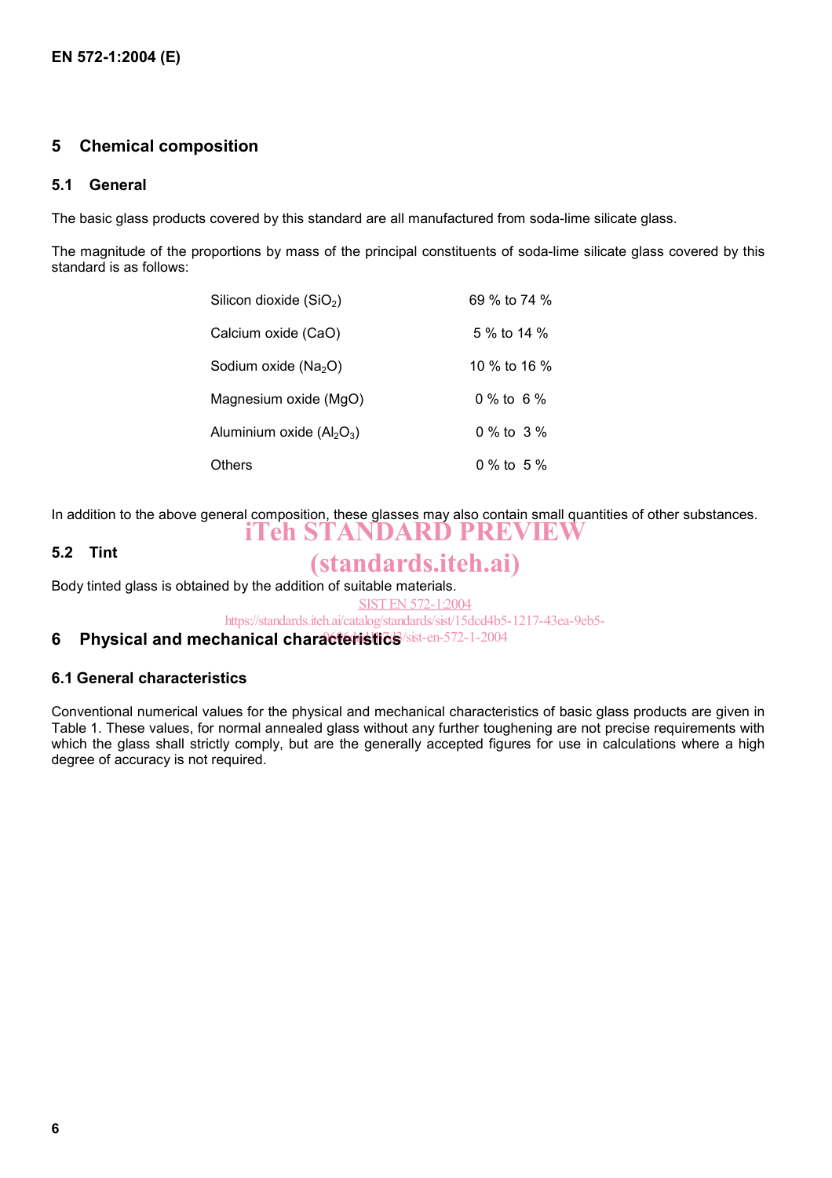## 5 Chemical composition

### 5.1 General

The basic glass products covered by this standard are all manufactured from soda-lime silicate glass.

The magnitude of the proportions by mass of the principal constituents of soda-lime silicate glass covered by this standard is as follows:

| | |
|---|---|
| Silicon dioxide ($SiO_2$) | 69 % to 74 % |
| Calcium oxide (CaO) | 5 % to 14 % |
| Sodium oxide ($Na_2O$) | 10 % to 16 % |
| Magnesium oxide (MgO) | 0 % to 6 % |
| Aluminium oxide ($Al_2O_3$) | 0 % to 3 % |
| Others | 0 % to 5 % |

In addition to the above general composition, these glasses may also contain small quantities of other substances.

### 5.2 Tint

Body tinted glass is obtained by the addition of suitable materials.

## 6 Physical and mechanical characteristics

### 6.1 General characteristics

Conventional numerical values for the physical and mechanical characteristics of basic glass products are given in Table 1. These values, for normal annealed glass without any further toughening are not precise requirements with which the glass shall strictly comply, but are the generally accepted figures for use in calculations where a high degree of accuracy is not required.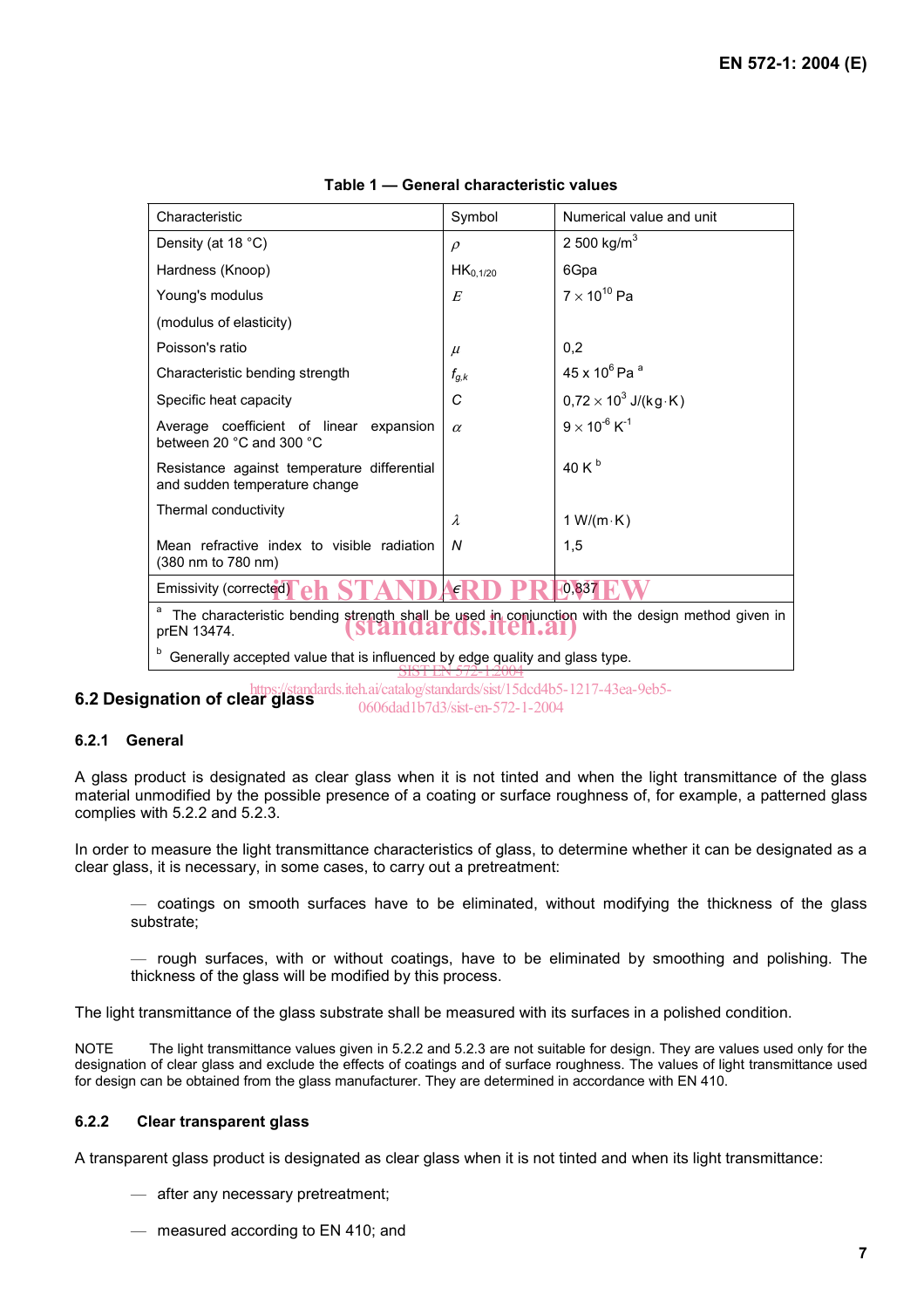**Table 1 — General characteristic values**

| Characteristic | Symbol | Numerical value and unit |
|---|---|---|
| Density (at 18 °C) | $\rho$ | 2 500 kg/m$^3$ |
| Hardness (Knoop) | $HK_{0,1/20}$ | 6Gpa |
| Young's modulus (modulus of elasticity) | $E$ | $7 \times 10^{10}$ Pa |
| Poisson's ratio | $\mu$ | 0,2 |
| Characteristic bending strength | $f_{g,k}$ | 45 x $10^6$ Pa [a] |
| Specific heat capacity | $C$ | $0{,}72 \times 10^3$ J/(kg·K) |
| Average coefficient of linear expansion between 20 °C and 300 °C | $\alpha$ | $9 \times 10^{-6}$ K$^{-1}$ |
| Resistance against temperature differential and sudden temperature change | | 40 K [b] |
| Thermal conductivity | $\lambda$ | 1 W/(m·K) |
| Mean refractive index to visible radiation (380 nm to 780 nm) | $N$ | 1,5 |
| Emissivity (corrected) | $\epsilon$ | 0,837 |

[a] The characteristic bending strength shall be used in conjunction with the design method given in prEN 13474.

[b] Generally accepted value that is influenced by edge quality and glass type.

## 6.2 Designation of clear glass

### 6.2.1 General

A glass product is designated as clear glass when it is not tinted and when the light transmittance of the glass material unmodified by the possible presence of a coating or surface roughness of, for example, a patterned glass complies with 5.2.2 and 5.2.3.

In order to measure the light transmittance characteristics of glass, to determine whether it can be designated as a clear glass, it is necessary, in some cases, to carry out a pretreatment:

- coatings on smooth surfaces have to be eliminated, without modifying the thickness of the glass substrate;
- rough surfaces, with or without coatings, have to be eliminated by smoothing and polishing. The thickness of the glass will be modified by this process.

The light transmittance of the glass substrate shall be measured with its surfaces in a polished condition.

NOTE The light transmittance values given in 5.2.2 and 5.2.3 are not suitable for design. They are values used only for the designation of clear glass and exclude the effects of coatings and of surface roughness. The values of light transmittance used for design can be obtained from the glass manufacturer. They are determined in accordance with EN 410.

### 6.2.2 Clear transparent glass

A transparent glass product is designated as clear glass when it is not tinted and when its light transmittance:

- after any necessary pretreatment;
- measured according to EN 410; and